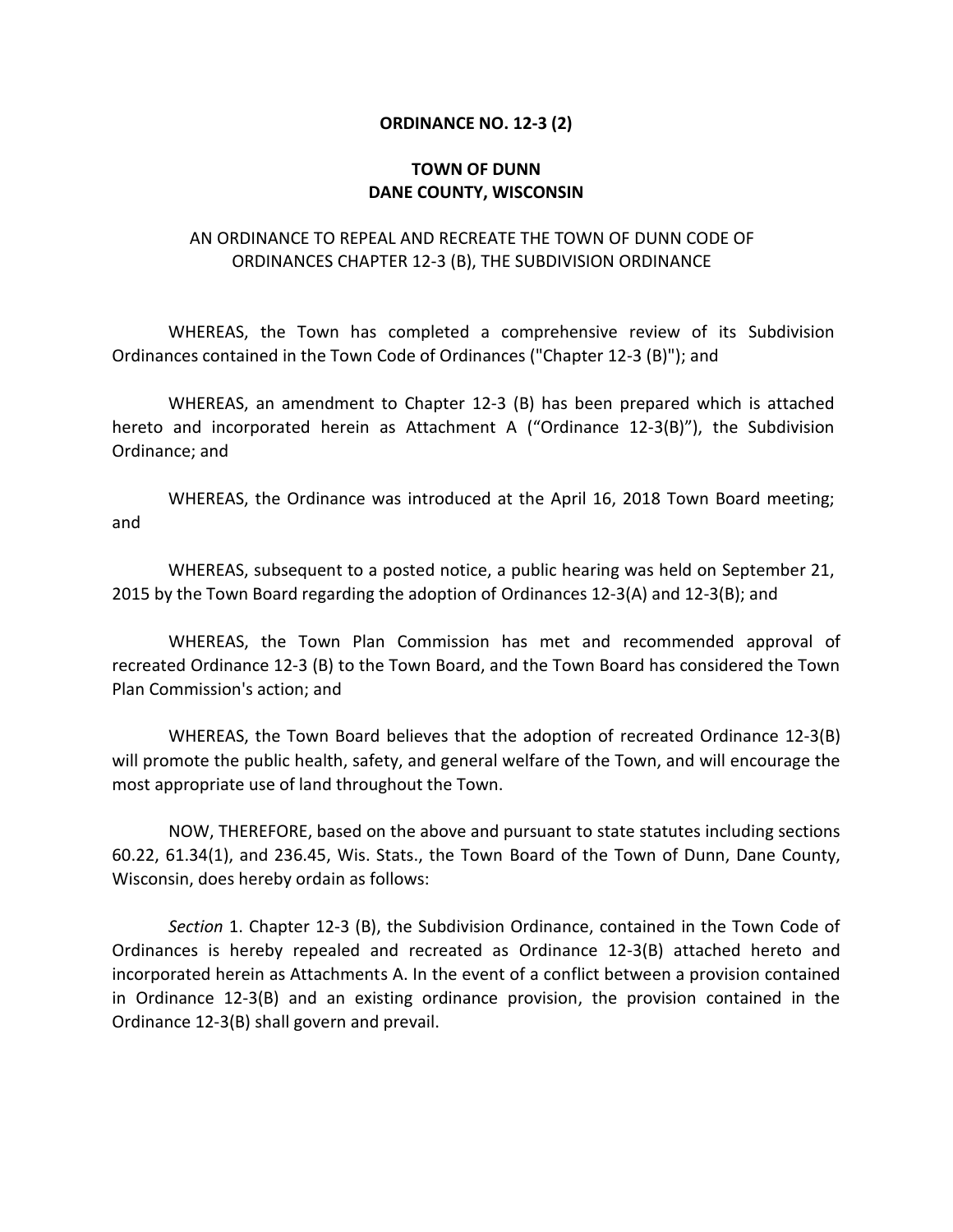**ORDINANCE NO. 12-3 (2)**

**TOWN OF DUNN**
**DANE COUNTY, WISCONSIN**

AN ORDINANCE TO REPEAL AND RECREATE THE TOWN OF DUNN CODE OF ORDINANCES CHAPTER 12-3 (B), THE SUBDIVISION ORDINANCE

WHEREAS, the Town has completed a comprehensive review of its Subdivision Ordinances contained in the Town Code of Ordinances ("Chapter 12-3 (B)"); and

WHEREAS, an amendment to Chapter 12-3 (B) has been prepared which is attached hereto and incorporated herein as Attachment A ("Ordinance 12-3(B)"), the Subdivision Ordinance; and

WHEREAS, the Ordinance was introduced at the April 16, 2018 Town Board meeting; and

WHEREAS, subsequent to a posted notice, a public hearing was held on September 21, 2015 by the Town Board regarding the adoption of Ordinances 12-3(A) and 12-3(B); and

WHEREAS, the Town Plan Commission has met and recommended approval of recreated Ordinance 12-3 (B) to the Town Board, and the Town Board has considered the Town Plan Commission's action; and

WHEREAS, the Town Board believes that the adoption of recreated Ordinance 12-3(B) will promote the public health, safety, and general welfare of the Town, and will encourage the most appropriate use of land throughout the Town.

NOW, THEREFORE, based on the above and pursuant to state statutes including sections 60.22, 61.34(1), and 236.45, Wis. Stats., the Town Board of the Town of Dunn, Dane County, Wisconsin, does hereby ordain as follows:

*Section* 1. Chapter 12-3 (B), the Subdivision Ordinance, contained in the Town Code of Ordinances is hereby repealed and recreated as Ordinance 12-3(B) attached hereto and incorporated herein as Attachments A. In the event of a conflict between a provision contained in Ordinance 12-3(B) and an existing ordinance provision, the provision contained in the Ordinance 12-3(B) shall govern and prevail.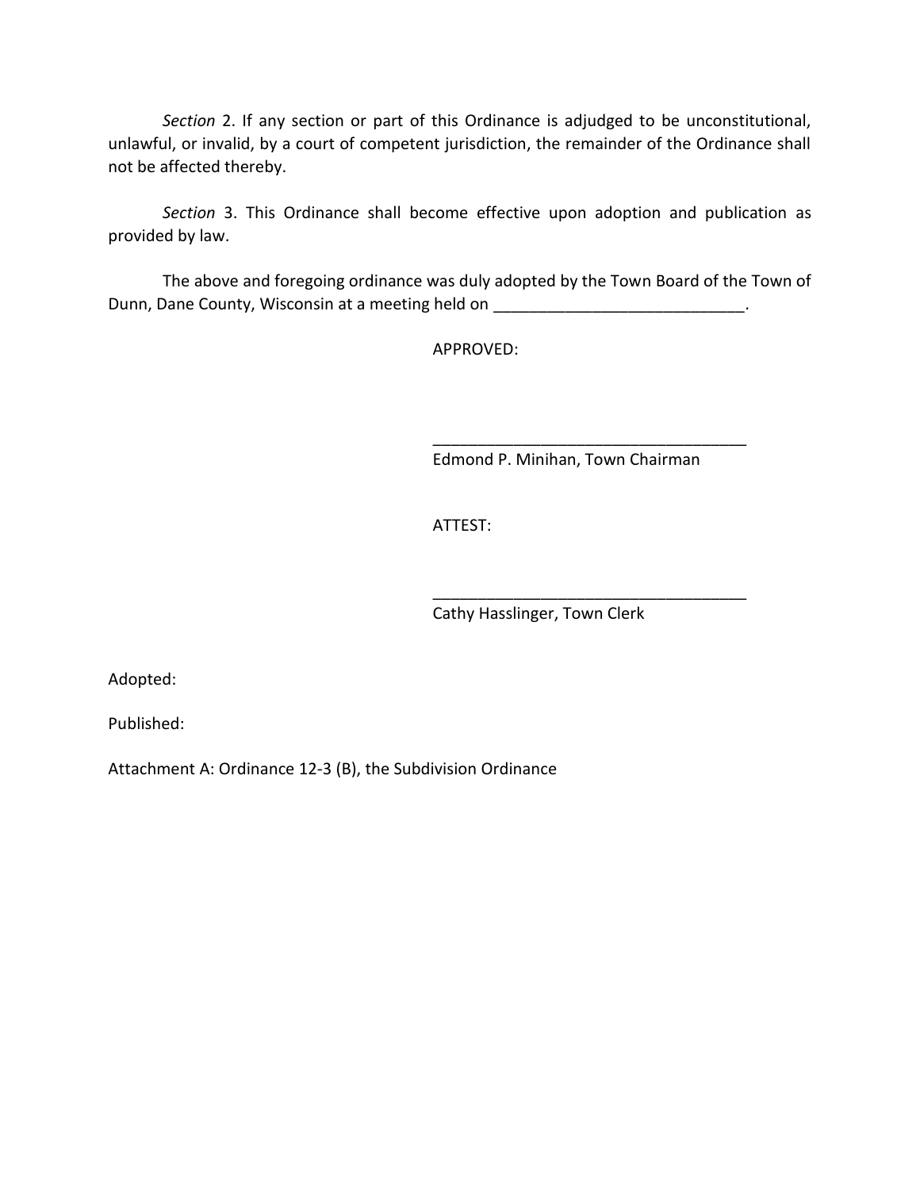*Section* 2. If any section or part of this Ordinance is adjudged to be unconstitutional, unlawful, or invalid, by a court of competent jurisdiction, the remainder of the Ordinance shall not be affected thereby.

*Section* 3. This Ordinance shall become effective upon adoption and publication as provided by law.

The above and foregoing ordinance was duly adopted by the Town Board of the Town of Dunn, Dane County, Wisconsin at a meeting held on ____________________________.

APPROVED:

___________________________________
Edmond P. Minihan, Town Chairman

ATTEST:

___________________________________
Cathy Hasslinger, Town Clerk

Adopted:

Published:

Attachment A: Ordinance 12-3 (B), the Subdivision Ordinance